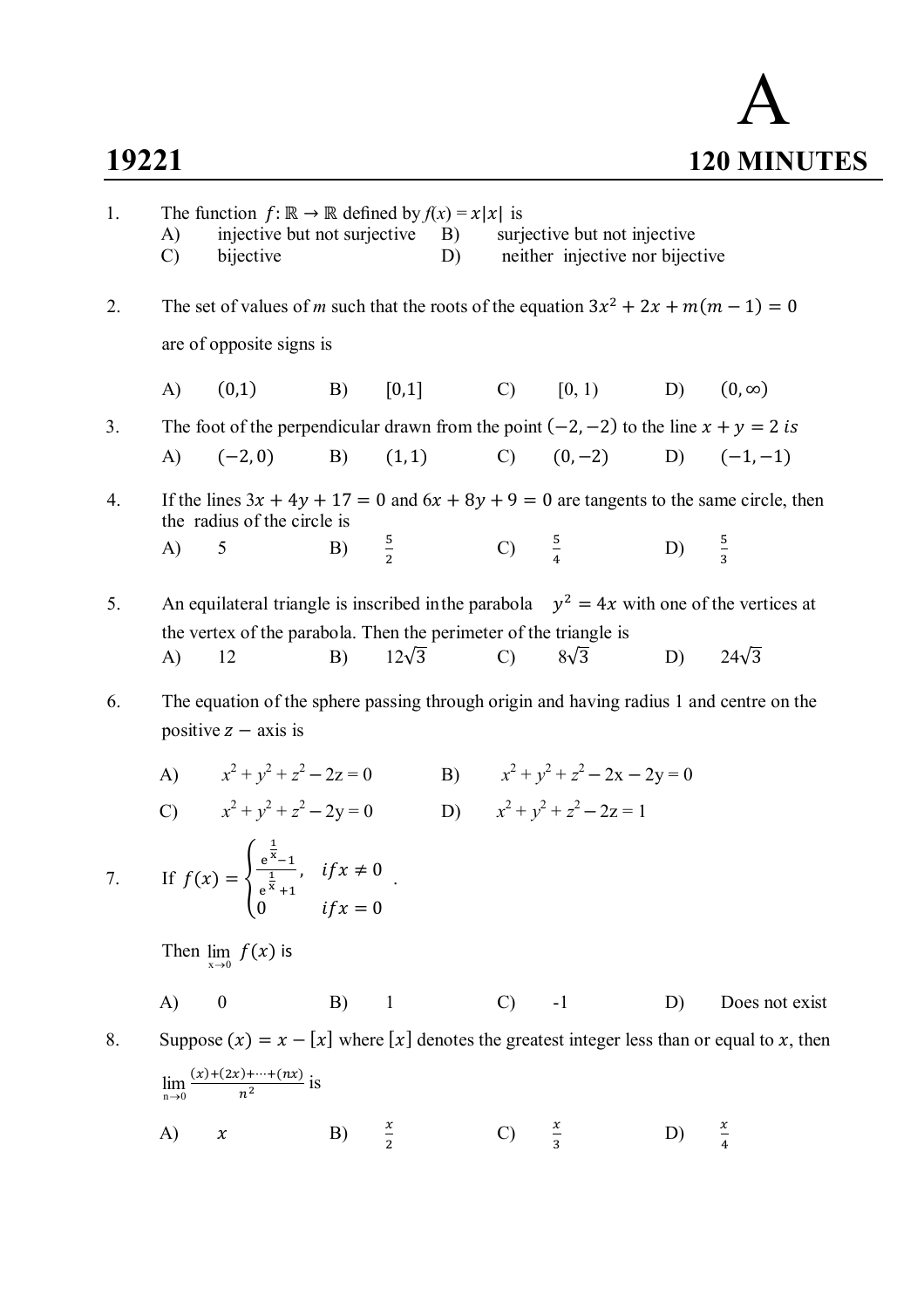# A

**19221** **120 MINUTES**

1. The function $f: \mathbb{R} \to \mathbb{R}$ defined by $f(x) = x|x|$ is
   A) injective but not surjective B) surjective but not injective
   C) bijective D) neither injective nor bijective

2. The set of values of $m$ such that the roots of the equation $3x^2 + 2x + m(m-1) = 0$ are of opposite signs is
   A) $(0,1)$ B) $[0,1]$ C) $[0, 1)$ D) $(0, \infty)$

3. The foot of the perpendicular drawn from the point $(-2,-2)$ to the line $x + y = 2$ *is*
   A) $(-2,0)$ B) $(1,1)$ C) $(0,-2)$ D) $(-1,-1)$

4. If the lines $3x + 4y + 17 = 0$ and $6x + 8y + 9 = 0$ are tangents to the same circle, then the radius of the circle is
   A) 5 B) $\frac{5}{2}$ C) $\frac{5}{4}$ D) $\frac{5}{3}$

5. An equilateral triangle is inscribed in the parabola $y^2 = 4x$ with one of the vertices at the vertex of the parabola. Then the perimeter of the triangle is
   A) 12 B) $12\sqrt{3}$ C) $8\sqrt{3}$ D) $24\sqrt{3}$

6. The equation of the sphere passing through origin and having radius 1 and centre on the positive $z -$ axis is
   A) $x^2 + y^2 + z^2 - 2z = 0$ B) $x^2 + y^2 + z^2 - 2x - 2y = 0$
   C) $x^2 + y^2 + z^2 - 2y = 0$ D) $x^2 + y^2 + z^2 - 2z = 1$

7. If $f(x) = \begin{cases} \frac{e^{\frac{1}{x}}-1}{e^{\frac{1}{x}}+1}, & if x \neq 0 \\ 0 & if x = 0 \end{cases}$.

   Then $\lim_{x\to 0} f(x)$ is
   A) 0 B) 1 C) -1 D) Does not exist

8. Suppose $(x) = x - [x]$ where $[x]$ denotes the greatest integer less than or equal to $x$, then $\lim_{n\to 0} \frac{(x)+(2x)+\cdots+(nx)}{n^2}$ is
   A) $x$ B) $\frac{x}{2}$ C) $\frac{x}{3}$ D) $\frac{x}{4}$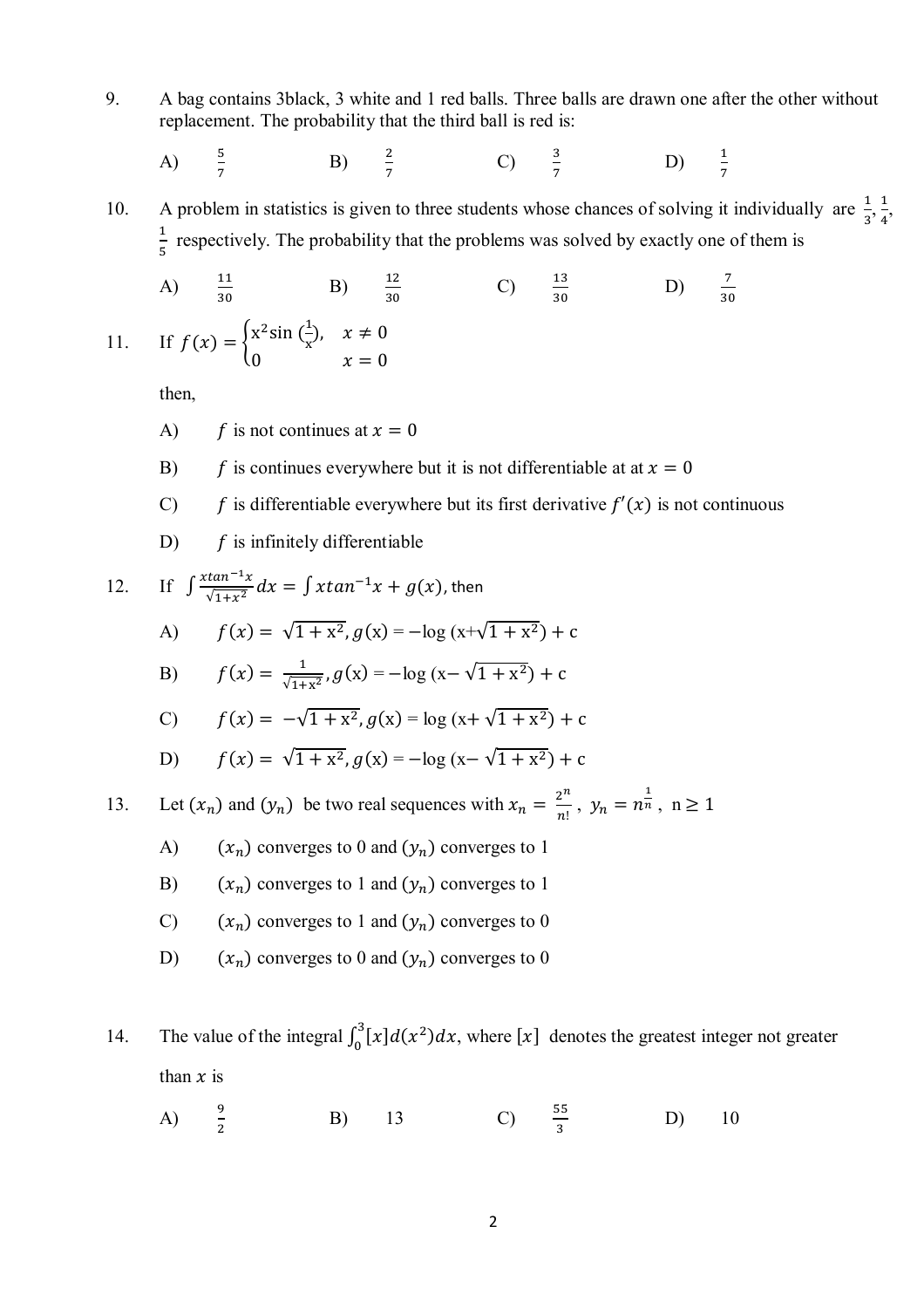9. A bag contains 3black, 3 white and 1 red balls. Three balls are drawn one after the other without replacement. The probability that the third ball is red is:

   A) $\frac{5}{7}$ B) $\frac{2}{7}$ C) $\frac{3}{7}$ D) $\frac{1}{7}$

10. A problem in statistics is given to three students whose chances of solving it individually are $\frac{1}{3}, \frac{1}{4}, \frac{1}{5}$ respectively. The probability that the problems was solved by exactly one of them is

    A) $\frac{11}{30}$ B) $\frac{12}{30}$ C) $\frac{13}{30}$ D) $\frac{7}{30}$

11. If $f(x) = \begin{cases} x^2 \sin\left(\frac{1}{x}\right), & x \neq 0 \\ 0 & x = 0 \end{cases}$

    then,

    A) $f$ is not continues at $x = 0$

    B) $f$ is continues everywhere but it is not differentiable at at $x = 0$

    C) $f$ is differentiable everywhere but its first derivative $f'(x)$ is not continuous

    D) $f$ is infinitely differentiable

12. If $\int \frac{x\tan^{-1}x}{\sqrt{1+x^2}}dx = \int x\tan^{-1}x + g(x)$, then

    A) $f(x) = \sqrt{1+x^2}, g(x) = -\log(x+\sqrt{1+x^2}) + c$

    B) $f(x) = \frac{1}{\sqrt{1+x^2}}, g(x) = -\log(x-\sqrt{1+x^2}) + c$

    C) $f(x) = -\sqrt{1+x^2}, g(x) = \log(x+\sqrt{1+x^2}) + c$

    D) $f(x) = \sqrt{1+x^2}, g(x) = -\log(x-\sqrt{1+x^2}) + c$

13. Let $(x_n)$ and $(y_n)$ be two real sequences with $x_n = \frac{2^n}{n!}$, $y_n = n^{\frac{1}{n}}$, $n \geq 1$

    A) $(x_n)$ converges to 0 and $(y_n)$ converges to 1

    B) $(x_n)$ converges to 1 and $(y_n)$ converges to 1

    C) $(x_n)$ converges to 1 and $(y_n)$ converges to 0

    D) $(x_n)$ converges to 0 and $(y_n)$ converges to 0

14. The value of the integral $\int_0^3 [x]d(x^2)dx$, where $[x]$ denotes the greatest integer not greater than $x$ is

    A) $\frac{9}{2}$ B) 13 C) $\frac{55}{3}$ D) 10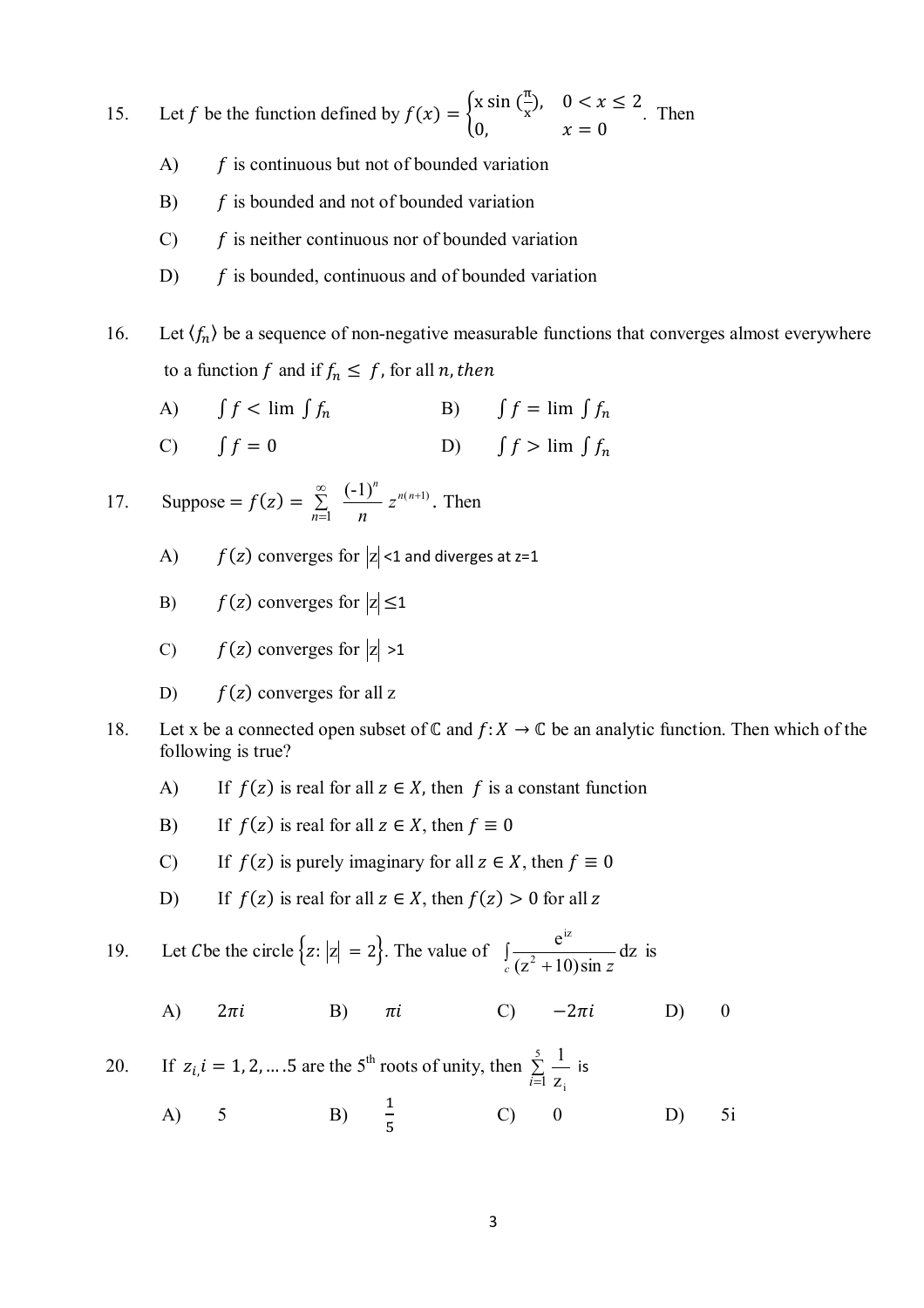15. Let $f$ be the function defined by $f(x) = \begin{cases} x \sin\left(\frac{\pi}{x}\right), & 0 < x \leq 2 \\ 0, & x = 0 \end{cases}$. Then

 A) $f$ is continuous but not of bounded variation

 B) $f$ is bounded and not of bounded variation

 C) $f$ is neither continuous nor of bounded variation

 D) $f$ is bounded, continuous and of bounded variation

16. Let $\langle f_n \rangle$ be a sequence of non-negative measurable functions that converges almost everywhere to a function $f$ and if $f_n \leq f$, for all $n$, *then*

 A) $\int f < \lim \int f_n$  B) $\int f = \lim \int f_n$

 C) $\int f = 0$  D) $\int f > \lim \int f_n$

17. Suppose $= f(z) = \sum_{n=1}^{\infty} \frac{(-1)^n}{n} z^{n(n+1)}$. Then

 A) $f(z)$ converges for $|z| < 1$ and diverges at $z=1$

 B) $f(z)$ converges for $|z| \leq 1$

 C) $f(z)$ converges for $|z| > 1$

 D) $f(z)$ converges for all z

18. Let x be a connected open subset of $\mathbb{C}$ and $f: X \to \mathbb{C}$ be an analytic function. Then which of the following is true?

 A) If $f(z)$ is real for all $z \in X$, then $f$ is a constant function

 B) If $f(z)$ is real for all $z \in X$, then $f \equiv 0$

 C) If $f(z)$ is purely imaginary for all $z \in X$, then $f \equiv 0$

 D) If $f(z)$ is real for all $z \in X$, then $f(z) > 0$ for all $z$

19. Let $C$ be the circle $\{z: |z| = 2\}$. The value of $\int_c \frac{e^{iz}}{(z^2+10)\sin z} dz$ is

 A) $2\pi i$  B) $\pi i$  C) $-2\pi i$  D) 0

20. If $z_i, i = 1, 2, \ldots .5$ are the 5th roots of unity, then $\sum_{i=1}^{5} \frac{1}{z_i}$ is

 A) 5  B) $\frac{1}{5}$  C) 0  D) 5i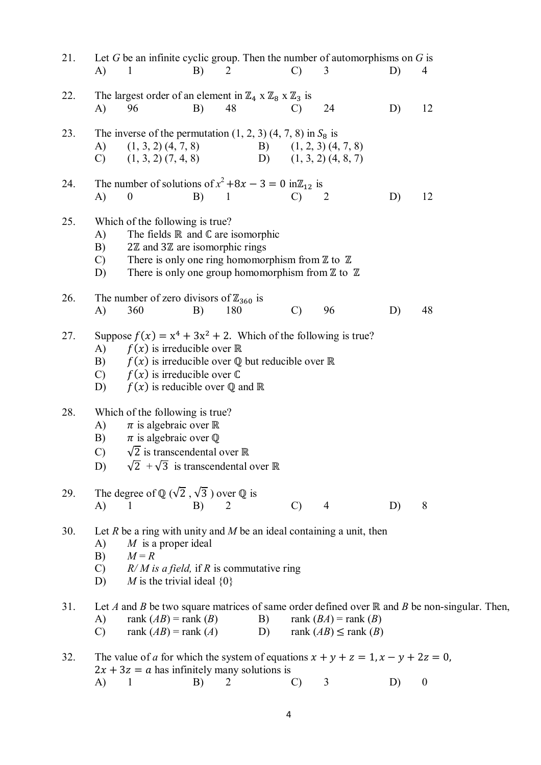21. Let $G$ be an infinite cyclic group. Then the number of automorphisms on $G$ is
A) 1 B) 2 C) 3 D) 4

22. The largest order of an element in $\mathbb{Z}_4 \times \mathbb{Z}_8 \times \mathbb{Z}_3$ is
A) 96 B) 48 C) 24 D) 12

23. The inverse of the permutation (1, 2, 3) (4, 7, 8) in $S_8$ is
A) (1, 3, 2) (4, 7, 8)
B) (1, 2, 3) (4, 7, 8)
C) (1, 3, 2) (7, 4, 8)
D) (1, 3, 2) (4, 8, 7)

24. The number of solutions of $x^2 + 8x - 3 = 0$ in $\mathbb{Z}_{12}$ is
A) 0 B) 1 C) 2 D) 12

25. Which of the following is true?
A) The fields $\mathbb{R}$ and $\mathbb{C}$ are isomorphic
B) $2\mathbb{Z}$ and $3\mathbb{Z}$ are isomorphic rings
C) There is only one ring homomorphism from $\mathbb{Z}$ to $\mathbb{Z}$
D) There is only one group homomorphism from $\mathbb{Z}$ to $\mathbb{Z}$

26. The number of zero divisors of $\mathbb{Z}_{360}$ is
A) 360 B) 180 C) 96 D) 48

27. Suppose $f(x) = x^4 + 3x^2 + 2$. Which of the following is true?
A) $f(x)$ is irreducible over $\mathbb{R}$
B) $f(x)$ is irreducible over $\mathbb{Q}$ but reducible over $\mathbb{R}$
C) $f(x)$ is irreducible over $\mathbb{C}$
D) $f(x)$ is reducible over $\mathbb{Q}$ and $\mathbb{R}$

28. Which of the following is true?
A) $\pi$ is algebraic over $\mathbb{R}$
B) $\pi$ is algebraic over $\mathbb{Q}$
C) $\sqrt{2}$ is transcendental over $\mathbb{R}$
D) $\sqrt{2} + \sqrt{3}$ is transcendental over $\mathbb{R}$

29. The degree of $\mathbb{Q}(\sqrt{2}, \sqrt{3})$ over $\mathbb{Q}$ is
A) 1 B) 2 C) 4 D) 8

30. Let $R$ be a ring with unity and $M$ be an ideal containing a unit, then
A) $M$ is a proper ideal
B) $M = R$
C) $R/M$ *is a field,* if $R$ is commutative ring
D) $M$ is the trivial ideal $\{0\}$

31. Let $A$ and $B$ be two square matrices of same order defined over $\mathbb{R}$ and $B$ be non-singular. Then,
A) rank $(AB)$ = rank $(B)$
B) rank $(BA)$ = rank $(B)$
C) rank $(AB)$ = rank $(A)$
D) rank $(AB) \leq$ rank $(B)$

32. The value of $a$ for which the system of equations $x + y + z = 1, x - y + 2z = 0,$ $2x + 3z = a$ has infinitely many solutions is
A) 1 B) 2 C) 3 D) 0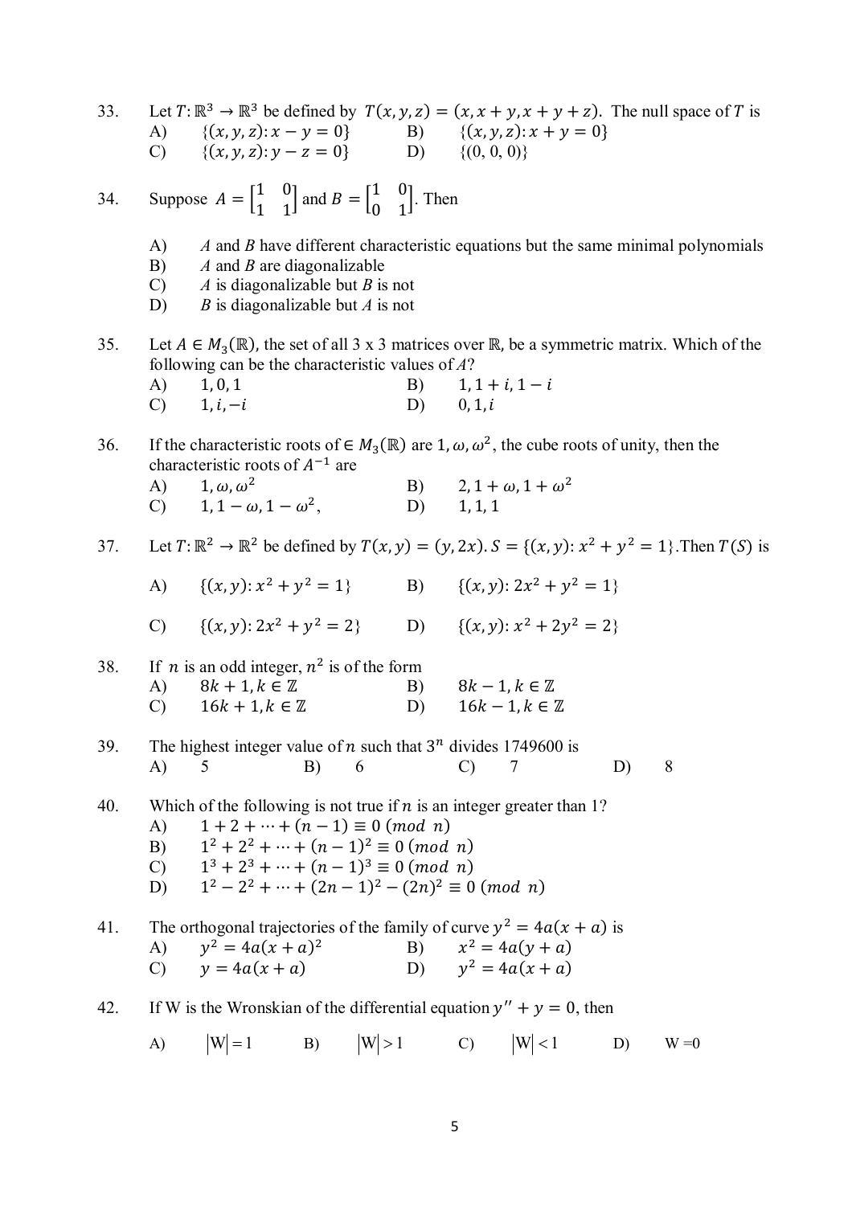33. Let $T: \mathbb{R}^3 \to \mathbb{R}^3$ be defined by $T(x, y, z) = (x, x + y, x + y + z)$. The null space of $T$ is

A) $\{(x, y, z): x - y = 0\}$ B) $\{(x, y, z): x + y = 0\}$
C) $\{(x, y, z): y - z = 0\}$ D) $\{(0, 0, 0)\}$

34. Suppose $A = \begin{bmatrix} 1 & 0 \\ 1 & 1 \end{bmatrix}$ and $B = \begin{bmatrix} 1 & 0 \\ 0 & 1 \end{bmatrix}$. Then

A) $A$ and $B$ have different characteristic equations but the same minimal polynomials
B) $A$ and $B$ are diagonalizable
C) $A$ is diagonalizable but $B$ is not
D) $B$ is diagonalizable but $A$ is not

35. Let $A \in M_3(\mathbb{R})$, the set of all 3 x 3 matrices over $\mathbb{R}$, be a symmetric matrix. Which of the following can be the characteristic values of $A$?

A) $1, 0, 1$ B) $1, 1 + i, 1 - i$
C) $1, i, -i$ D) $0, 1, i$

36. If the characteristic roots of $\in M_3(\mathbb{R})$ are $1, \omega, \omega^2$, the cube roots of unity, then the characteristic roots of $A^{-1}$ are

A) $1, \omega, \omega^2$ B) $2, 1 + \omega, 1 + \omega^2$
C) $1, 1 - \omega, 1 - \omega^2$, D) $1, 1, 1$

37. Let $T: \mathbb{R}^2 \to \mathbb{R}^2$ be defined by $T(x, y) = (y, 2x)$. $S = \{(x, y): x^2 + y^2 = 1\}$. Then $T(S)$ is

A) $\{(x, y): x^2 + y^2 = 1\}$ B) $\{(x, y): 2x^2 + y^2 = 1\}$
C) $\{(x, y): 2x^2 + y^2 = 2\}$ D) $\{(x, y): x^2 + 2y^2 = 2\}$

38. If $n$ is an odd integer, $n^2$ is of the form

A) $8k + 1, k \in \mathbb{Z}$ B) $8k - 1, k \in \mathbb{Z}$
C) $16k + 1, k \in \mathbb{Z}$ D) $16k - 1, k \in \mathbb{Z}$

39. The highest integer value of $n$ such that $3^n$ divides 1749600 is

A) 5 B) 6 C) 7 D) 8

40. Which of the following is not true if $n$ is an integer greater than 1?

A) $1 + 2 + \cdots + (n - 1) \equiv 0 \ (mod \ n)$
B) $1^2 + 2^2 + \cdots + (n - 1)^2 \equiv 0 \ (mod \ n)$
C) $1^3 + 2^3 + \cdots + (n - 1)^3 \equiv 0 \ (mod \ n)$
D) $1^2 - 2^2 + \cdots + (2n - 1)^2 - (2n)^2 \equiv 0 \ (mod \ n)$

41. The orthogonal trajectories of the family of curve $y^2 = 4a(x + a)$ is

A) $y^2 = 4a(x + a)^2$ B) $x^2 = 4a(y + a)$
C) $y = 4a(x + a)$ D) $y^2 = 4a(x + a)$

42. If W is the Wronskian of the differential equation $y'' + y = 0$, then

A) $|W| = 1$ B) $|W| > 1$ C) $|W| < 1$ D) $W = 0$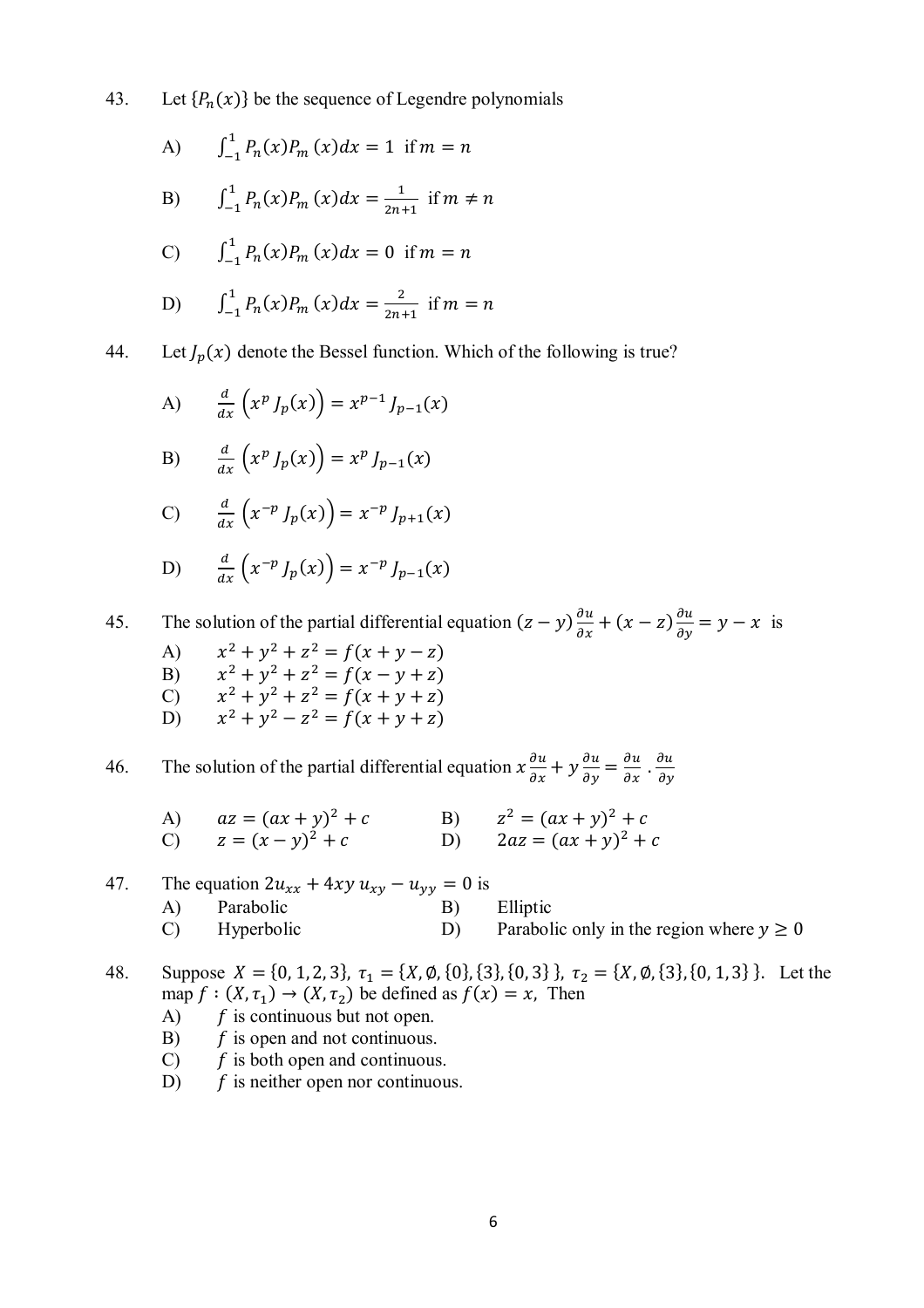43. Let $\{P_n(x)\}$ be the sequence of Legendre polynomials

A) $\int_{-1}^{1} P_n(x)P_m(x)dx = 1$ if $m = n$

B) $\int_{-1}^{1} P_n(x)P_m(x)dx = \frac{1}{2n+1}$ if $m \neq n$

C) $\int_{-1}^{1} P_n(x)P_m(x)dx = 0$ if $m = n$

D) $\int_{-1}^{1} P_n(x)P_m(x)dx = \frac{2}{2n+1}$ if $m = n$

44. Let $J_p(x)$ denote the Bessel function. Which of the following is true?

A) $\frac{d}{dx}\left(x^p J_p(x)\right) = x^{p-1} J_{p-1}(x)$

B) $\frac{d}{dx}\left(x^p J_p(x)\right) = x^p J_{p-1}(x)$

C) $\frac{d}{dx}\left(x^{-p} J_p(x)\right) = x^{-p} J_{p+1}(x)$

D) $\frac{d}{dx}\left(x^{-p} J_p(x)\right) = x^{-p} J_{p-1}(x)$

45. The solution of the partial differential equation $(z-y)\frac{\partial u}{\partial x} + (x-z)\frac{\partial u}{\partial y} = y - x$ is

A) $x^2 + y^2 + z^2 = f(x + y - z)$
B) $x^2 + y^2 + z^2 = f(x - y + z)$
C) $x^2 + y^2 + z^2 = f(x + y + z)$
D) $x^2 + y^2 - z^2 = f(x + y + z)$

46. The solution of the partial differential equation $x\frac{\partial u}{\partial x} + y\frac{\partial u}{\partial y} = \frac{\partial u}{\partial x} \cdot \frac{\partial u}{\partial y}$

A) $az = (ax + y)^2 + c$
B) $z^2 = (ax + y)^2 + c$
C) $z = (x - y)^2 + c$
D) $2az = (ax + y)^2 + c$

47. The equation $2u_{xx} + 4xy\, u_{xy} - u_{yy} = 0$ is

A) Parabolic
B) Elliptic
C) Hyperbolic
D) Parabolic only in the region where $y \geq 0$

48. Suppose $X = \{0, 1, 2, 3\}$, $\tau_1 = \{X, \emptyset, \{0\}, \{3\}, \{0, 3\}\}$, $\tau_2 = \{X, \emptyset, \{3\}, \{0, 1, 3\}\}$. Let the map $f : (X, \tau_1) \to (X, \tau_2)$ be defined as $f(x) = x$, Then

A) $f$ is continuous but not open.
B) $f$ is open and not continuous.
C) $f$ is both open and continuous.
D) $f$ is neither open nor continuous.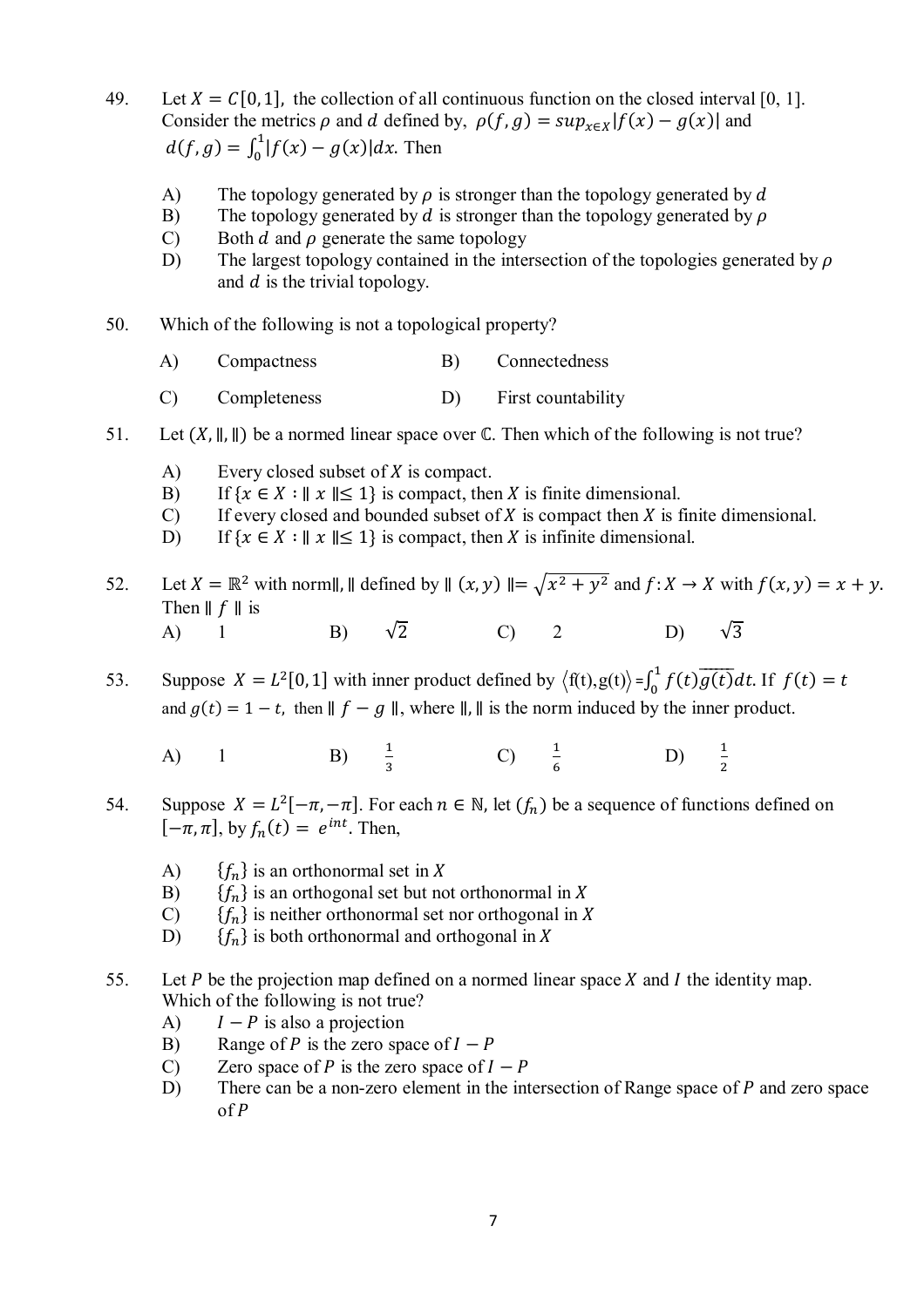49. Let $X = C[0, 1]$, the collection of all continuous function on the closed interval [0, 1]. Consider the metrics $\rho$ and $d$ defined by, $\rho(f, g) = sup_{x \in X}|f(x) - g(x)|$ and $d(f, g) = \int_0^1 |f(x) - g(x)|dx$. Then

   A) The topology generated by $\rho$ is stronger than the topology generated by $d$
   B) The topology generated by $d$ is stronger than the topology generated by $\rho$
   C) Both $d$ and $\rho$ generate the same topology
   D) The largest topology contained in the intersection of the topologies generated by $\rho$ and $d$ is the trivial topology.

50. Which of the following is not a topological property?

   A) Compactness
   B) Connectedness
   C) Completeness
   D) First countability

51. Let $(X, \|,\|)$ be a normed linear space over $\mathbb{C}$. Then which of the following is not true?

   A) Every closed subset of $X$ is compact.
   B) If $\{x \in X : \| x \| \leq 1\}$ is compact, then $X$ is finite dimensional.
   C) If every closed and bounded subset of $X$ is compact then $X$ is finite dimensional.
   D) If $\{x \in X : \| x \| \leq 1\}$ is compact, then $X$ is infinite dimensional.

52. Let $X = \mathbb{R}^2$ with norm$\|,\|$ defined by $\| (x, y) \| = \sqrt{x^2 + y^2}$ and $f: X \to X$ with $f(x, y) = x + y$. Then $\| f \|$ is

   A) 1
   B) $\sqrt{2}$
   C) 2
   D) $\sqrt{3}$

53. Suppose $X = L^2[0, 1]$ with inner product defined by $\langle f(t), g(t) \rangle = \int_0^1 f(t)\overline{g(t)}dt$. If $f(t) = t$ and $g(t) = 1 - t$, then $\| f - g \|$, where $\|,\|$ is the norm induced by the inner product.

   A) 1
   B) $\frac{1}{3}$
   C) $\frac{1}{6}$
   D) $\frac{1}{2}$

54. Suppose $X = L^2[-\pi, -\pi]$. For each $n \in \mathbb{N}$, let $(f_n)$ be a sequence of functions defined on $[-\pi, \pi]$, by $f_n(t) = e^{int}$. Then,

   A) $\{f_n\}$ is an orthonormal set in $X$
   B) $\{f_n\}$ is an orthogonal set but not orthonormal in $X$
   C) $\{f_n\}$ is neither orthonormal set nor orthogonal in $X$
   D) $\{f_n\}$ is both orthonormal and orthogonal in $X$

55. Let $P$ be the projection map defined on a normed linear space $X$ and $I$ the identity map. Which of the following is not true?

   A) $I - P$ is also a projection
   B) Range of $P$ is the zero space of $I - P$
   C) Zero space of $P$ is the zero space of $I - P$
   D) There can be a non-zero element in the intersection of Range space of $P$ and zero space of $P$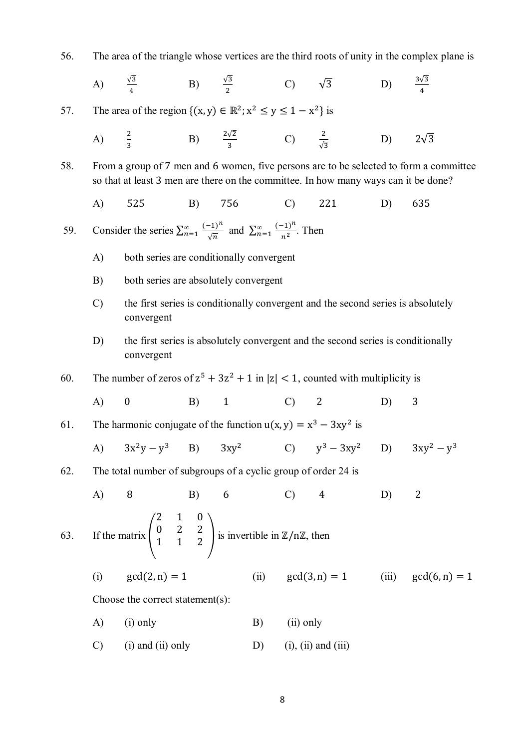56. The area of the triangle whose vertices are the third roots of unity in the complex plane is

A) $\frac{\sqrt{3}}{4}$ B) $\frac{\sqrt{3}}{2}$ C) $\sqrt{3}$ D) $\frac{3\sqrt{3}}{4}$

57. The area of the region $\{(x, y) \in \mathbb{R}^2; x^2 \leq y \leq 1 - x^2\}$ is

A) $\frac{2}{3}$ B) $\frac{2\sqrt{2}}{3}$ C) $\frac{2}{\sqrt{3}}$ D) $2\sqrt{3}$

58. From a group of 7 men and 6 women, five persons are to be selected to form a committee so that at least 3 men are there on the committee. In how many ways can it be done?

A) 525 B) 756 C) 221 D) 635

59. Consider the series $\sum_{n=1}^{\infty} \frac{(-1)^n}{\sqrt{n}}$ and $\sum_{n=1}^{\infty} \frac{(-1)^n}{n^2}$. Then

A) both series are conditionally convergent

B) both series are absolutely convergent

C) the first series is conditionally convergent and the second series is absolutely convergent

D) the first series is absolutely convergent and the second series is conditionally convergent

60. The number of zeros of $z^5 + 3z^2 + 1$ in $|z| < 1$, counted with multiplicity is

A) 0 B) 1 C) 2 D) 3

61. The harmonic conjugate of the function $u(x, y) = x^3 - 3xy^2$ is

A) $3x^2y - y^3$ B) $3xy^2$ C) $y^3 - 3xy^2$ D) $3xy^2 - y^3$

62. The total number of subgroups of a cyclic group of order 24 is

A) 8 B) 6 C) 4 D) 2

63. If the matrix $\begin{pmatrix} 2 & 1 & 0 \\ 0 & 2 & 2 \\ 1 & 1 & 2 \end{pmatrix}$ is invertible in $\mathbb{Z}/n\mathbb{Z}$, then

(i) $\gcd(2, n) = 1$ (ii) $\gcd(3, n) = 1$ (iii) $\gcd(6, n) = 1$

Choose the correct statement(s):

A) (i) only B) (ii) only

C) (i) and (ii) only D) (i), (ii) and (iii)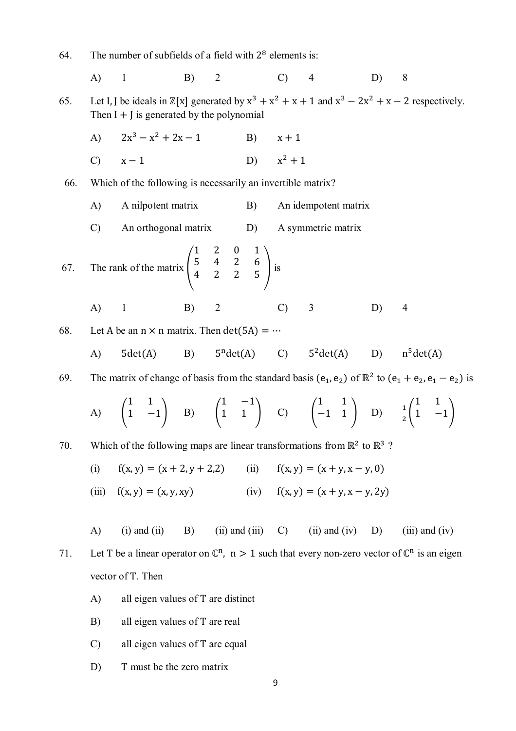64. The number of subfields of a field with $2^8$ elements is:

A) 1 B) 2 C) 4 D) 8

65. Let I, J be ideals in $\mathbb{Z}[x]$ generated by $x^3 + x^2 + x + 1$ and $x^3 - 2x^2 + x - 2$ respectively. Then $I + J$ is generated by the polynomial

A) $2x^3 - x^2 + 2x - 1$ B) $x + 1$

C) $x - 1$ D) $x^2 + 1$

66. Which of the following is necessarily an invertible matrix?

A) A nilpotent matrix B) An idempotent matrix

C) An orthogonal matrix D) A symmetric matrix

67. The rank of the matrix $\begin{pmatrix} 1 & 2 & 0 & 1 \\ 5 & 4 & 2 & 6 \\ 4 & 2 & 2 & 5 \end{pmatrix}$ is

A) 1 B) 2 C) 3 D) 4

68. Let A be an $n \times n$ matrix. Then $\det(5A) = \cdots$

A) $5\det(A)$ B) $5^n\det(A)$ C) $5^2\det(A)$ D) $n^5\det(A)$

69. The matrix of change of basis from the standard basis $(e_1, e_2)$ of $\mathbb{R}^2$ to $(e_1 + e_2, e_1 - e_2)$ is

A) $\begin{pmatrix} 1 & 1 \\ 1 & -1 \end{pmatrix}$ B) $\begin{pmatrix} 1 & -1 \\ 1 & 1 \end{pmatrix}$ C) $\begin{pmatrix} 1 & 1 \\ -1 & 1 \end{pmatrix}$ D) $\frac{1}{2}\begin{pmatrix} 1 & 1 \\ 1 & -1 \end{pmatrix}$

70. Which of the following maps are linear transformations from $\mathbb{R}^2$ to $\mathbb{R}^3$ ?

(i) $f(x, y) = (x + 2, y + 2, 2)$ (ii) $f(x, y) = (x + y, x - y, 0)$

(iii) $f(x, y) = (x, y, xy)$ (iv) $f(x, y) = (x + y, x - y, 2y)$

A) (i) and (ii) B) (ii) and (iii) C) (ii) and (iv) D) (iii) and (iv)

71. Let T be a linear operator on $\mathbb{C}^n$, $n > 1$ such that every non-zero vector of $\mathbb{C}^n$ is an eigen vector of T. Then

A) all eigen values of T are distinct

B) all eigen values of T are real

C) all eigen values of T are equal

D) T must be the zero matrix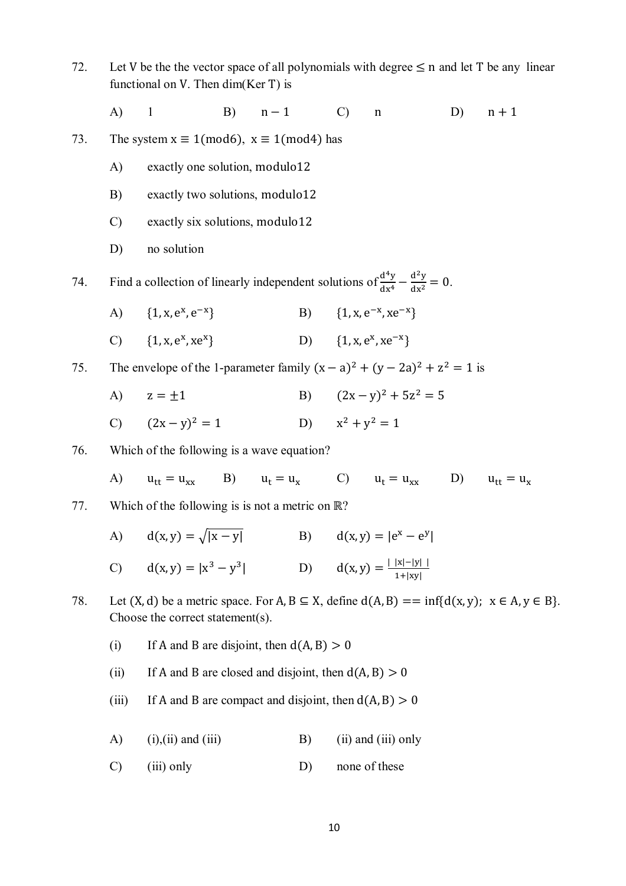72. Let V be the the vector space of all polynomials with degree $\leq n$ and let T be any linear functional on V. Then dim(Ker T) is

A) 1 B) $n-1$ C) $n$ D) $n+1$

73. The system $x \equiv 1 (\text{mod} 6)$, $x \equiv 1 (\text{mod} 4)$ has

A) exactly one solution, modulo12

B) exactly two solutions, modulo12

C) exactly six solutions, modulo12

D) no solution

74. Find a collection of linearly independent solutions of $\frac{d^4y}{dx^4} - \frac{d^2y}{dx^2} = 0$.

A) $\{1, x, e^x, e^{-x}\}$ B) $\{1, x, e^{-x}, xe^{-x}\}$

C) $\{1, x, e^x, xe^x\}$ D) $\{1, x, e^x, xe^{-x}\}$

75. The envelope of the 1-parameter family $(x-a)^2 + (y-2a)^2 + z^2 = 1$ is

A) $z = \pm 1$ B) $(2x-y)^2 + 5z^2 = 5$

C) $(2x-y)^2 = 1$ D) $x^2 + y^2 = 1$

76. Which of the following is a wave equation?

A) $u_{tt} = u_{xx}$ B) $u_t = u_x$ C) $u_t = u_{xx}$ D) $u_{tt} = u_x$

77. Which of the following is is not a metric on $\mathbb{R}$?

A) $d(x,y) = \sqrt{|x-y|}$ B) $d(x,y) = |e^x - e^y|$

C) $d(x,y) = |x^3 - y^3|$ D) $d(x,y) = \frac{| \, |x| - |y| \, |}{1 + |xy|}$

78. Let $(X, d)$ be a metric space. For $A, B \subseteq X$, define $d(A, B) == \inf\{d(x,y);\ x \in A, y \in B\}$. Choose the correct statement(s).

(i) If A and B are disjoint, then $d(A, B) > 0$

(ii) If A and B are closed and disjoint, then $d(A, B) > 0$

(iii) If A and B are compact and disjoint, then $d(A, B) > 0$

A) (i),(ii) and (iii) B) (ii) and (iii) only

C) (iii) only D) none of these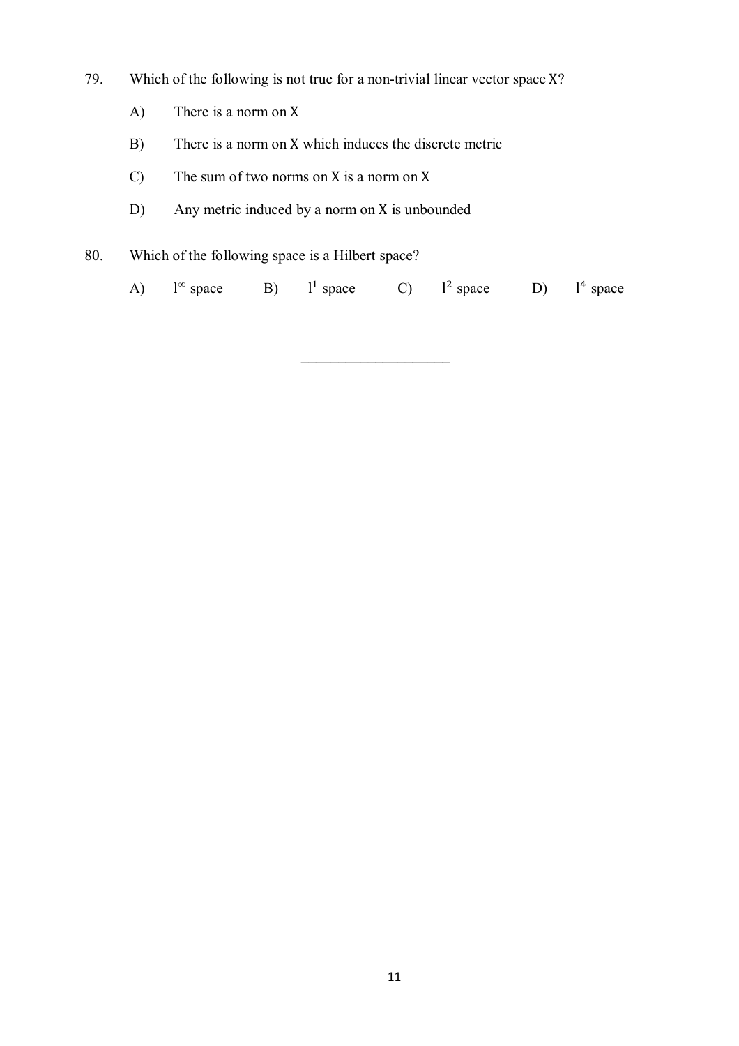79. Which of the following is not true for a non-trivial linear vector space X?

    A) There is a norm on X

    B) There is a norm on X which induces the discrete metric

    C) The sum of two norms on X is a norm on X

    D) Any metric induced by a norm on X is unbounded

80. Which of the following space is a Hilbert space?

    A) $l^\infty$ space B) $l^1$ space C) $l^2$ space D) $l^4$ space

---